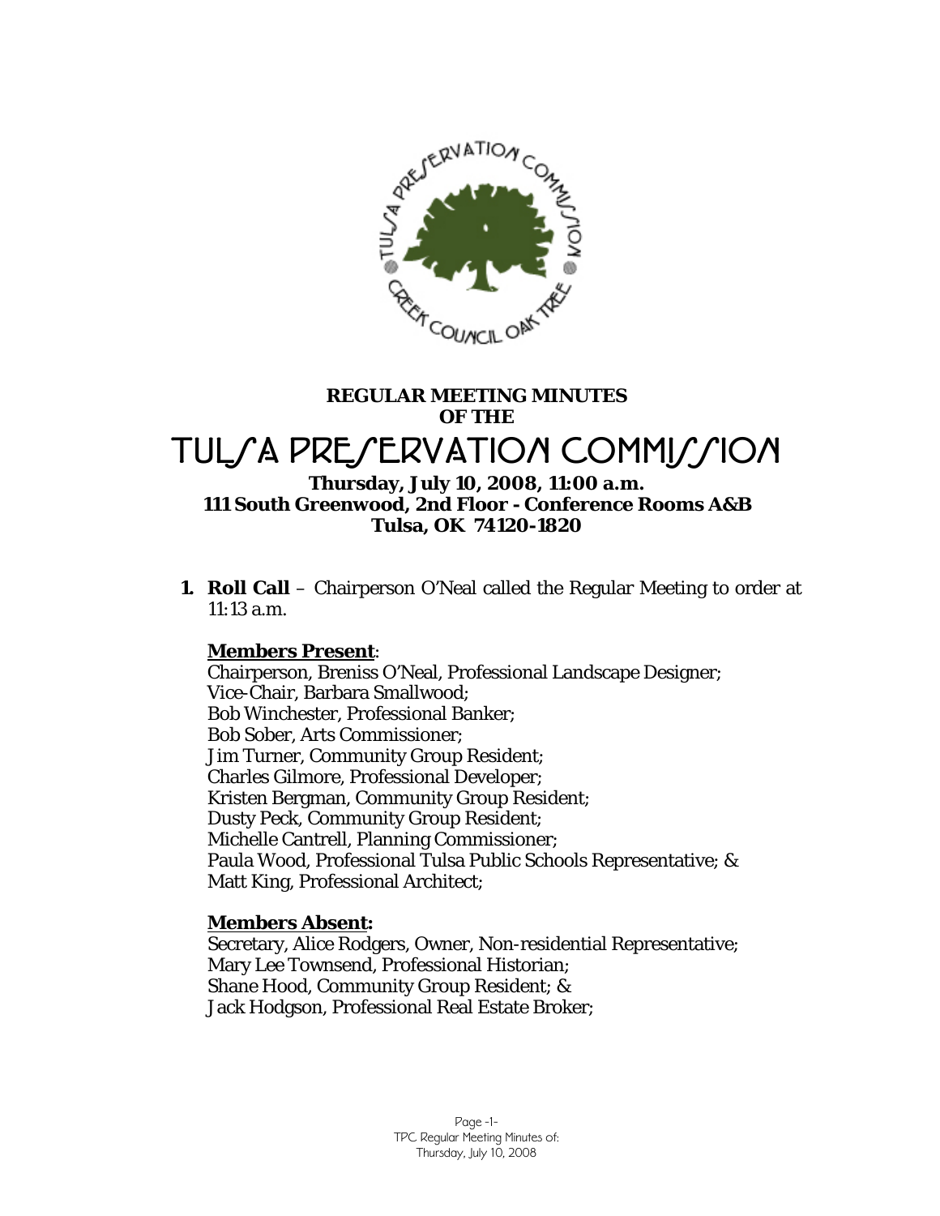**REGULAR MEETING MINUTES OF THE**

# TULSA PRESERVATION COMMISSION

**Thursday, July 10, 2008, 11:00 a.m.**
**111 South Greenwood, 2nd Floor - Conference Rooms A&B**
**Tulsa, OK 74120-1820**

1. **Roll Call** – Chairperson O'Neal called the Regular Meeting to order at 11:13 a.m.

   **Members Present**:
   Chairperson, Breniss O'Neal, Professional Landscape Designer;
   Vice-Chair, Barbara Smallwood;
   Bob Winchester, Professional Banker;
   Bob Sober, Arts Commissioner;
   Jim Turner, Community Group Resident;
   Charles Gilmore, Professional Developer;
   Kristen Bergman, Community Group Resident;
   Dusty Peck, Community Group Resident;
   Michelle Cantrell, Planning Commissioner;
   Paula Wood, Professional Tulsa Public Schools Representative; &
   Matt King, Professional Architect;

   **Members Absent:**
   Secretary, Alice Rodgers, Owner, Non-residential Representative;
   Mary Lee Townsend, Professional Historian;
   Shane Hood, Community Group Resident; &
   Jack Hodgson, Professional Real Estate Broker;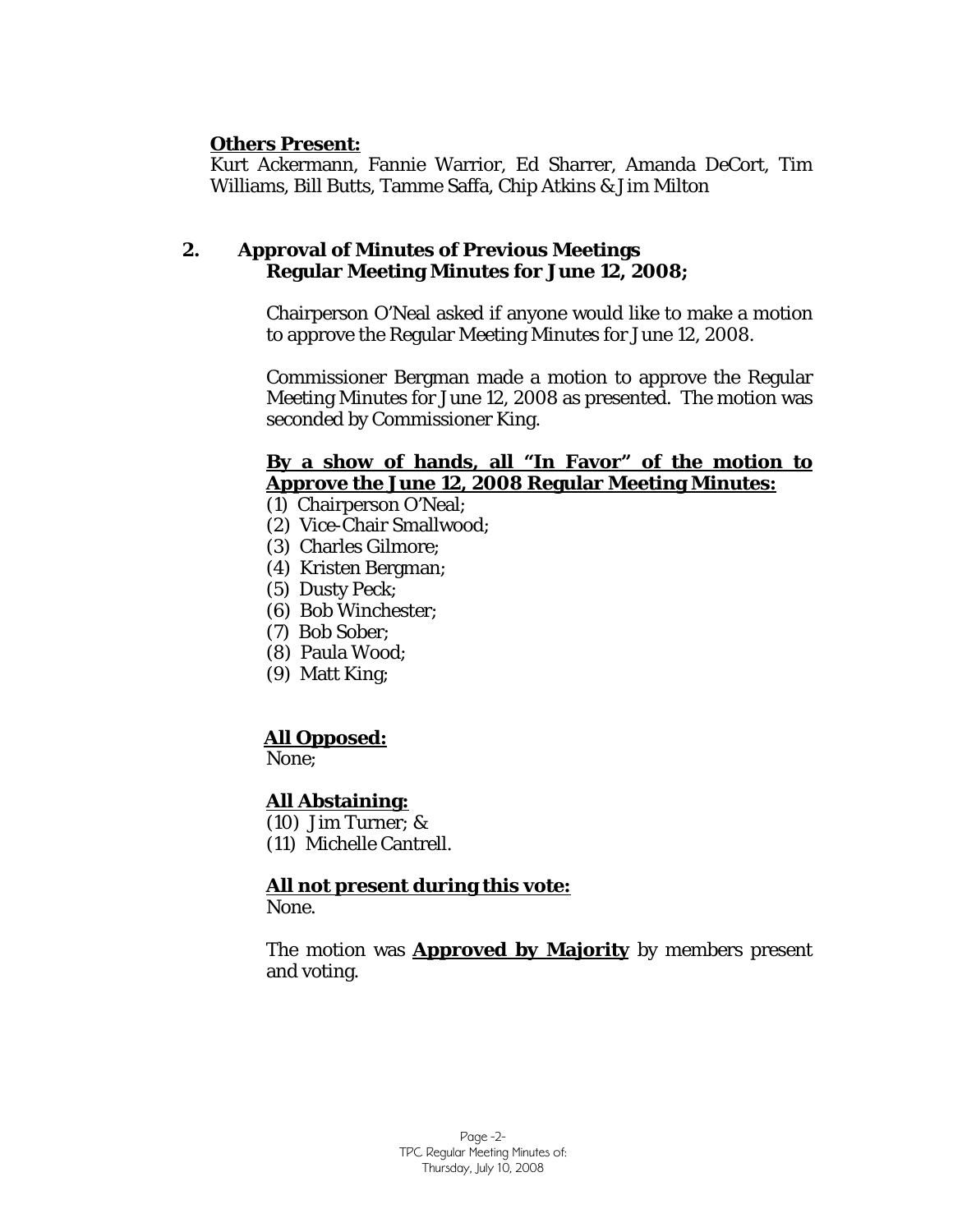**<u>Others Present:</u>**
Kurt Ackermann, Fannie Warrior, Ed Sharrer, Amanda DeCort, Tim Williams, Bill Butts, Tamme Saffa, Chip Atkins & Jim Milton

## 2. Approval of Minutes of Previous Meetings
**Regular Meeting Minutes for June 12, 2008;**

Chairperson O'Neal asked if anyone would like to make a motion to approve the Regular Meeting Minutes for June 12, 2008.

Commissioner Bergman made a motion to approve the Regular Meeting Minutes for June 12, 2008 as presented. The motion was seconded by Commissioner King.

**<u>By a show of hands, all "In Favor" of the motion to Approve the June 12, 2008 Regular Meeting Minutes:</u>**

(1) Chairperson O'Neal;
(2) Vice-Chair Smallwood;
(3) Charles Gilmore;
(4) Kristen Bergman;
(5) Dusty Peck;
(6) Bob Winchester;
(7) Bob Sober;
(8) Paula Wood;
(9) Matt King;

**<u>All Opposed:</u>**
None;

**<u>All Abstaining:</u>**
(10) Jim Turner; &
(11) Michelle Cantrell.

**<u>All not present during this vote:</u>**
None.

The motion was **<u>Approved by Majority</u>** by members present and voting.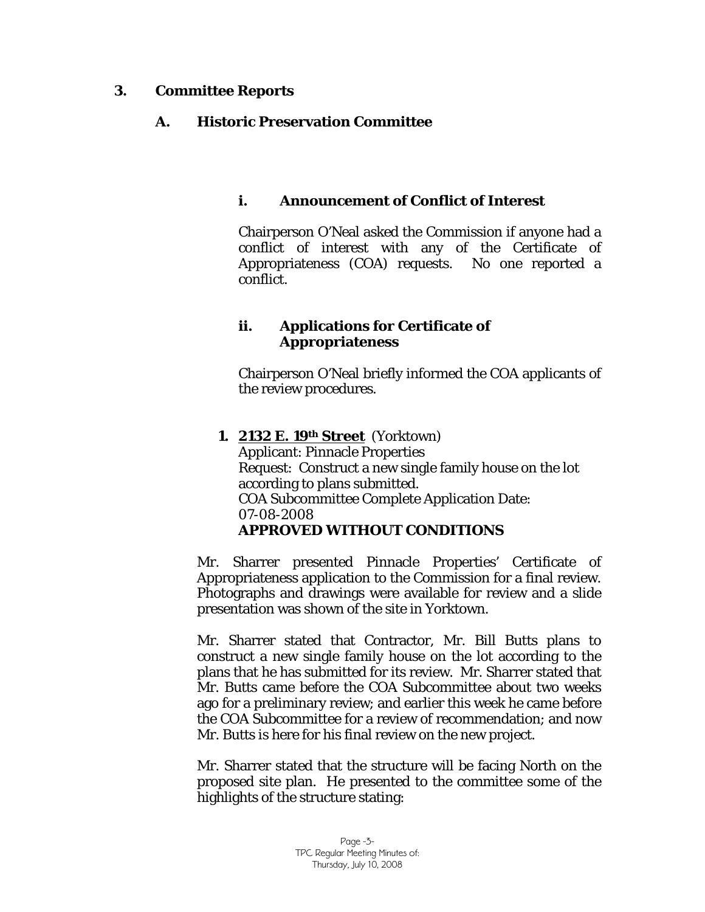## 3. Committee Reports

### A. Historic Preservation Committee

#### i. Announcement of Conflict of Interest

Chairperson O'Neal asked the Commission if anyone had a conflict of interest with any of the Certificate of Appropriateness (COA) requests. No one reported a conflict.

#### ii. Applications for Certificate of Appropriateness

Chairperson O'Neal briefly informed the COA applicants of the review procedures.

**1. <u>2132 E. 19th Street</u>** (Yorktown)
Applicant: Pinnacle Properties
Request: Construct a new single family house on the lot according to plans submitted.
COA Subcommittee Complete Application Date: 07-08-2008
**APPROVED WITHOUT CONDITIONS**

Mr. Sharrer presented Pinnacle Properties' Certificate of Appropriateness application to the Commission for a final review. Photographs and drawings were available for review and a slide presentation was shown of the site in Yorktown.

Mr. Sharrer stated that Contractor, Mr. Bill Butts plans to construct a new single family house on the lot according to the plans that he has submitted for its review. Mr. Sharrer stated that Mr. Butts came before the COA Subcommittee about two weeks ago for a preliminary review; and earlier this week he came before the COA Subcommittee for a review of recommendation; and now Mr. Butts is here for his final review on the new project.

Mr. Sharrer stated that the structure will be facing North on the proposed site plan. He presented to the committee some of the highlights of the structure stating: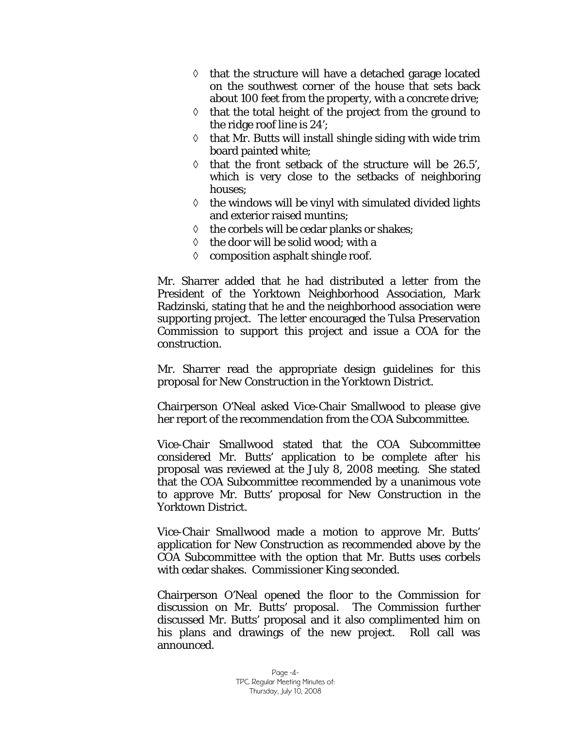- ◊ that the structure will have a detached garage located on the southwest corner of the house that sets back about 100 feet from the property, with a concrete drive;
- ◊ that the total height of the project from the ground to the ridge roof line is 24';
- ◊ that Mr. Butts will install shingle siding with wide trim board painted white;
- ◊ that the front setback of the structure will be 26.5', which is very close to the setbacks of neighboring houses;
- ◊ the windows will be vinyl with simulated divided lights and exterior raised muntins;
- ◊ the corbels will be cedar planks or shakes;
- ◊ the door will be solid wood; with a
- ◊ composition asphalt shingle roof.

Mr. Sharrer added that he had distributed a letter from the President of the Yorktown Neighborhood Association, Mark Radzinski, stating that he and the neighborhood association were supporting project. The letter encouraged the Tulsa Preservation Commission to support this project and issue a COA for the construction.

Mr. Sharrer read the appropriate design guidelines for this proposal for New Construction in the Yorktown District.

Chairperson O'Neal asked Vice-Chair Smallwood to please give her report of the recommendation from the COA Subcommittee.

Vice-Chair Smallwood stated that the COA Subcommittee considered Mr. Butts' application to be complete after his proposal was reviewed at the July 8, 2008 meeting. She stated that the COA Subcommittee recommended by a unanimous vote to approve Mr. Butts' proposal for New Construction in the Yorktown District.

Vice-Chair Smallwood made a motion to approve Mr. Butts' application for New Construction as recommended above by the COA Subcommittee with the option that Mr. Butts uses corbels with cedar shakes. Commissioner King seconded.

Chairperson O'Neal opened the floor to the Commission for discussion on Mr. Butts' proposal. The Commission further discussed Mr. Butts' proposal and it also complimented him on his plans and drawings of the new project. Roll call was announced.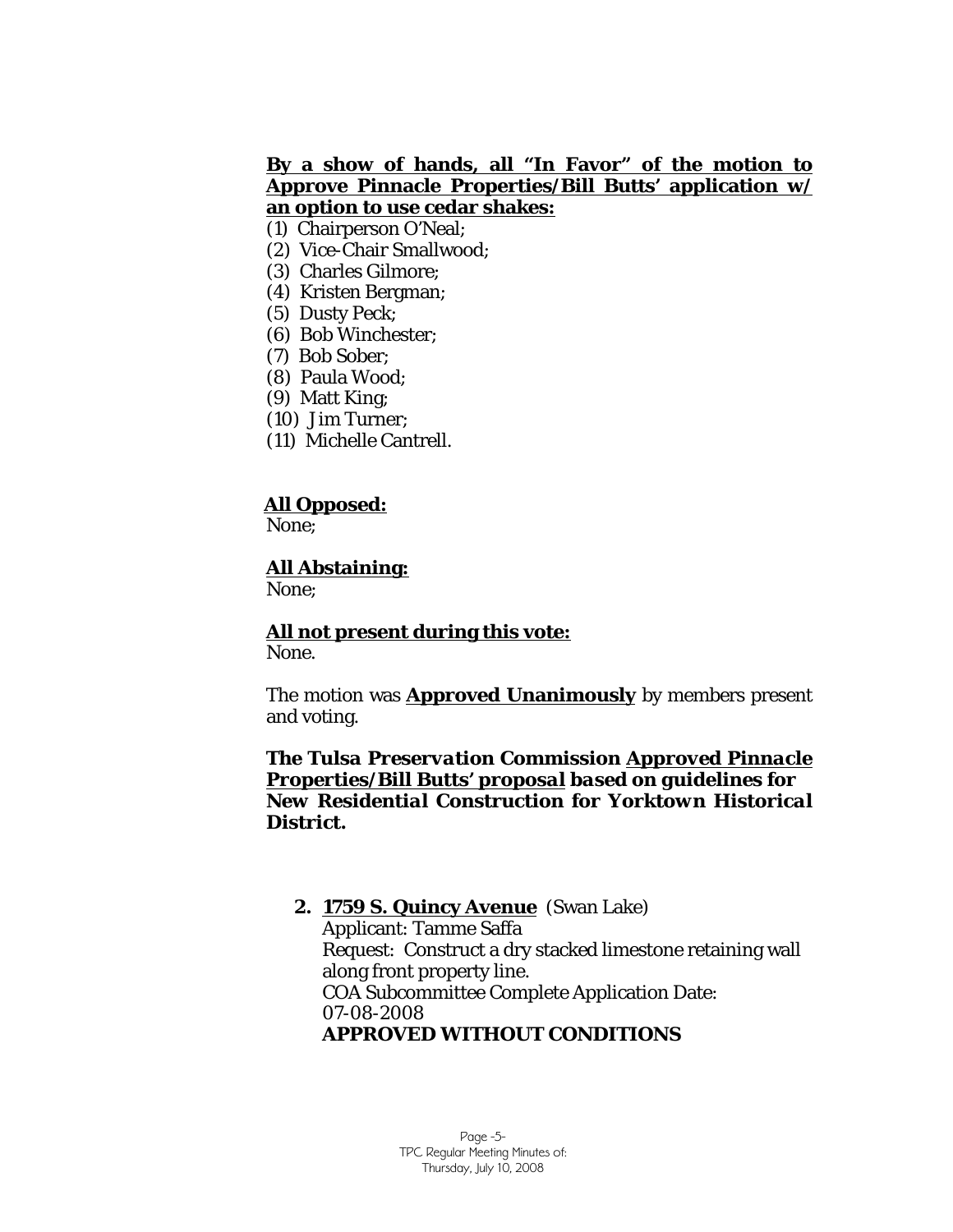**By a show of hands, all "In Favor" of the motion to Approve Pinnacle Properties/Bill Butts' application w/ an option to use cedar shakes:**

(1) Chairperson O'Neal;
(2) Vice-Chair Smallwood;
(3) Charles Gilmore;
(4) Kristen Bergman;
(5) Dusty Peck;
(6) Bob Winchester;
(7) Bob Sober;
(8) Paula Wood;
(9) Matt King;
(10) Jim Turner;
(11) Michelle Cantrell.

**All Opposed:**
None;

**All Abstaining:**
None;

**All not present during this vote:**
None.

The motion was **Approved Unanimously** by members present and voting.

***The Tulsa Preservation Commission Approved Pinnacle Properties/Bill Butts' proposal based on guidelines for New Residential Construction for Yorktown Historical District.***

**2. 1759 S. Quincy Avenue** (Swan Lake)
Applicant: Tamme Saffa
Request: Construct a dry stacked limestone retaining wall along front property line.
COA Subcommittee Complete Application Date: 07-08-2008
**APPROVED WITHOUT CONDITIONS**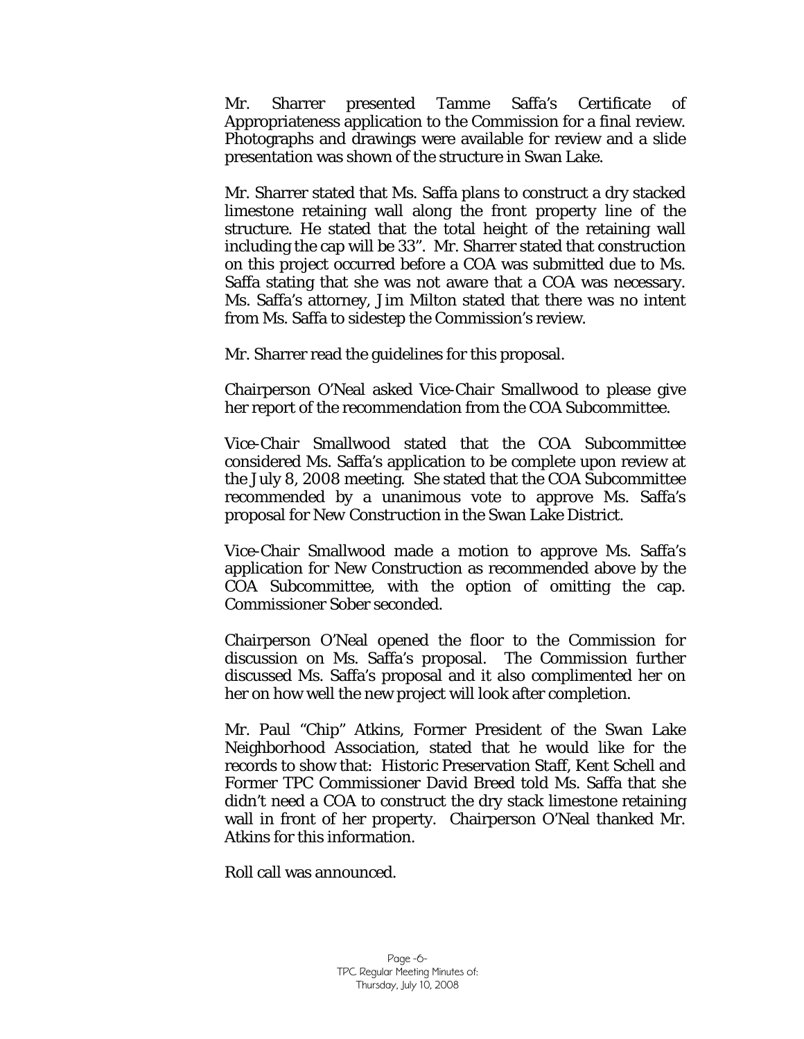Mr. Sharrer presented Tamme Saffa's Certificate of Appropriateness application to the Commission for a final review. Photographs and drawings were available for review and a slide presentation was shown of the structure in Swan Lake.

Mr. Sharrer stated that Ms. Saffa plans to construct a dry stacked limestone retaining wall along the front property line of the structure. He stated that the total height of the retaining wall including the cap will be 33". Mr. Sharrer stated that construction on this project occurred before a COA was submitted due to Ms. Saffa stating that she was not aware that a COA was necessary. Ms. Saffa's attorney, Jim Milton stated that there was no intent from Ms. Saffa to sidestep the Commission's review.

Mr. Sharrer read the guidelines for this proposal.

Chairperson O'Neal asked Vice-Chair Smallwood to please give her report of the recommendation from the COA Subcommittee.

Vice-Chair Smallwood stated that the COA Subcommittee considered Ms. Saffa's application to be complete upon review at the July 8, 2008 meeting. She stated that the COA Subcommittee recommended by a unanimous vote to approve Ms. Saffa's proposal for New Construction in the Swan Lake District.

Vice-Chair Smallwood made a motion to approve Ms. Saffa's application for New Construction as recommended above by the COA Subcommittee, with the option of omitting the cap. Commissioner Sober seconded.

Chairperson O'Neal opened the floor to the Commission for discussion on Ms. Saffa's proposal. The Commission further discussed Ms. Saffa's proposal and it also complimented her on her on how well the new project will look after completion.

Mr. Paul "Chip" Atkins, Former President of the Swan Lake Neighborhood Association, stated that he would like for the records to show that: Historic Preservation Staff, Kent Schell and Former TPC Commissioner David Breed told Ms. Saffa that she didn't need a COA to construct the dry stack limestone retaining wall in front of her property. Chairperson O'Neal thanked Mr. Atkins for this information.

Roll call was announced.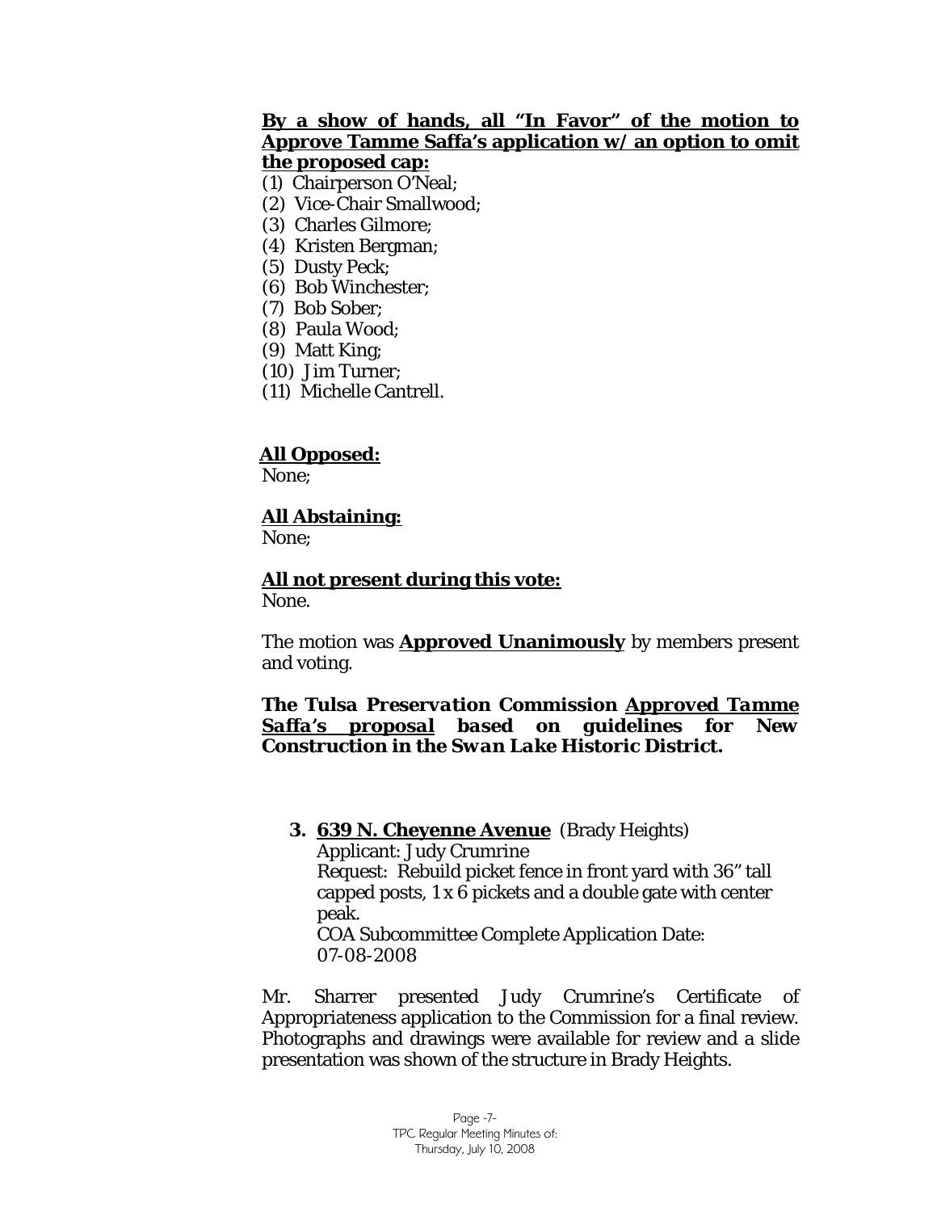**By a show of hands, all "In Favor" of the motion to Approve Tamme Saffa's application w/ an option to omit the proposed cap:**

(1) Chairperson O'Neal;
(2) Vice-Chair Smallwood;
(3) Charles Gilmore;
(4) Kristen Bergman;
(5) Dusty Peck;
(6) Bob Winchester;
(7) Bob Sober;
(8) Paula Wood;
(9) Matt King;
(10) Jim Turner;
(11) Michelle Cantrell.

**All Opposed:**
None;

**All Abstaining:**
None;

**All not present during this vote:**
None.

The motion was **Approved Unanimously** by members present and voting.

***The Tulsa Preservation Commission Approved Tamme Saffa's proposal based on guidelines for New Construction in the Swan Lake Historic District.***

**3. 639 N. Cheyenne Avenue** (Brady Heights)
Applicant: Judy Crumrine
Request: Rebuild picket fence in front yard with 36" tall capped posts, 1 x 6 pickets and a double gate with center peak.
COA Subcommittee Complete Application Date: 07-08-2008

Mr. Sharrer presented Judy Crumrine's Certificate of Appropriateness application to the Commission for a final review. Photographs and drawings were available for review and a slide presentation was shown of the structure in Brady Heights.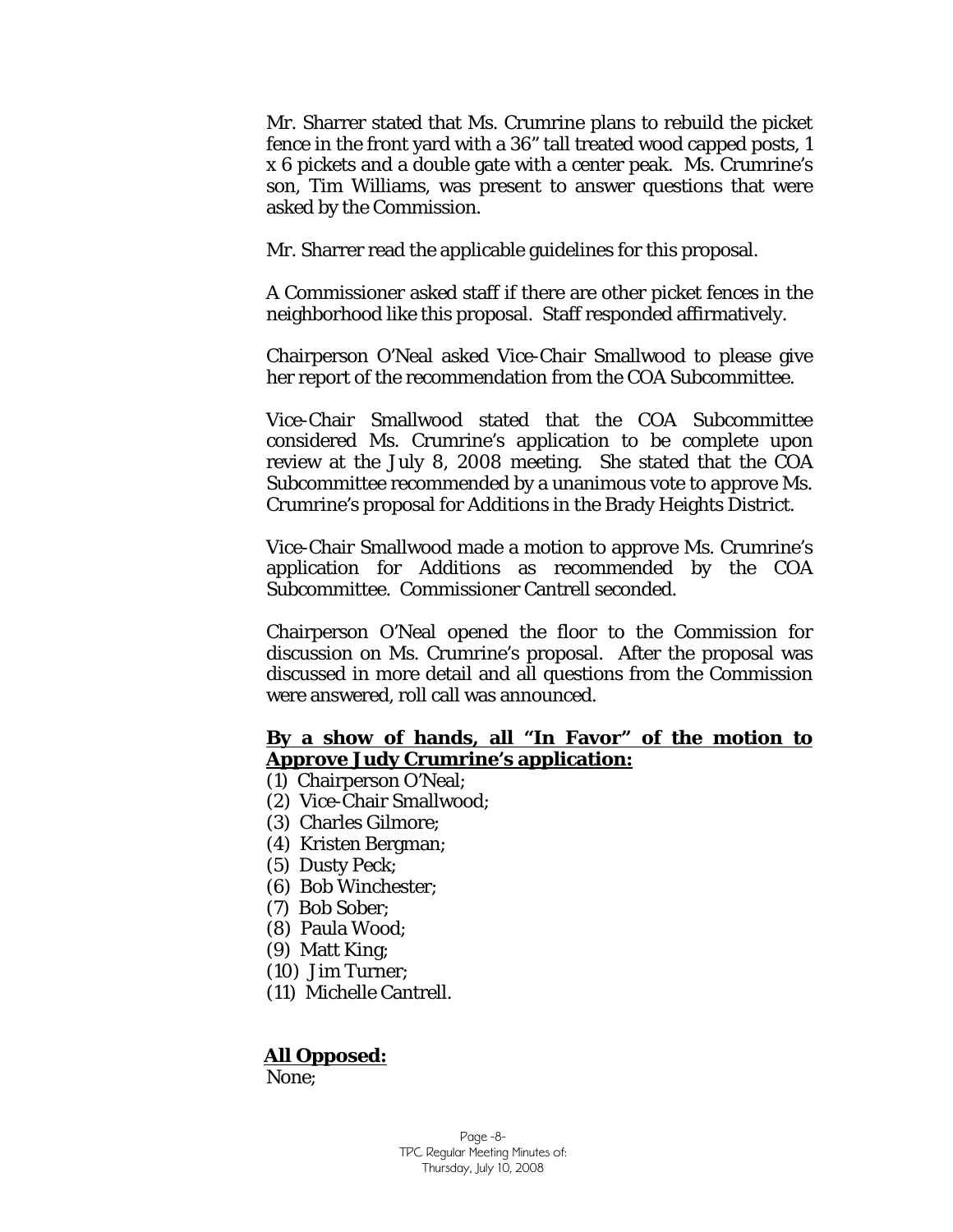Mr. Sharrer stated that Ms. Crumrine plans to rebuild the picket fence in the front yard with a 36" tall treated wood capped posts, 1 x 6 pickets and a double gate with a center peak. Ms. Crumrine's son, Tim Williams, was present to answer questions that were asked by the Commission.

Mr. Sharrer read the applicable guidelines for this proposal.

A Commissioner asked staff if there are other picket fences in the neighborhood like this proposal. Staff responded affirmatively.

Chairperson O'Neal asked Vice-Chair Smallwood to please give her report of the recommendation from the COA Subcommittee.

Vice-Chair Smallwood stated that the COA Subcommittee considered Ms. Crumrine's application to be complete upon review at the July 8, 2008 meeting. She stated that the COA Subcommittee recommended by a unanimous vote to approve Ms. Crumrine's proposal for Additions in the Brady Heights District.

Vice-Chair Smallwood made a motion to approve Ms. Crumrine's application for Additions as recommended by the COA Subcommittee. Commissioner Cantrell seconded.

Chairperson O'Neal opened the floor to the Commission for discussion on Ms. Crumrine's proposal. After the proposal was discussed in more detail and all questions from the Commission were answered, roll call was announced.

**By a show of hands, all "In Favor" of the motion to Approve Judy Crumrine's application:**

(1) Chairperson O'Neal;
(2) Vice-Chair Smallwood;
(3) Charles Gilmore;
(4) Kristen Bergman;
(5) Dusty Peck;
(6) Bob Winchester;
(7) Bob Sober;
(8) Paula Wood;
(9) Matt King;
(10) Jim Turner;
(11) Michelle Cantrell.

**All Opposed:**

None;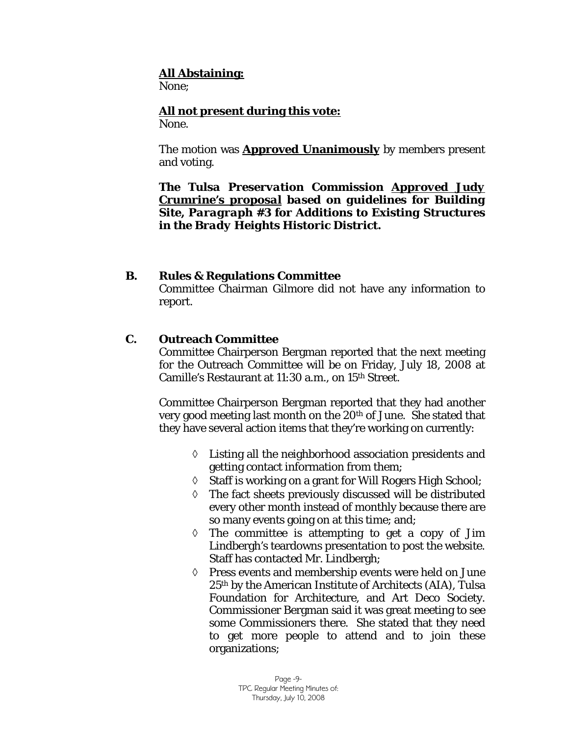**All Abstaining:**
None;

**All not present during this vote:**
None.

The motion was **Approved Unanimously** by members present and voting.

***The Tulsa Preservation Commission Approved Judy Crumrine's proposal based on guidelines for Building Site, Paragraph #3 for Additions to Existing Structures in the Brady Heights Historic District.***

**B. Rules & Regulations Committee**

Committee Chairman Gilmore did not have any information to report.

**C. Outreach Committee**

Committee Chairperson Bergman reported that the next meeting for the Outreach Committee will be on Friday, July 18, 2008 at Camille's Restaurant at 11:30 a.m., on 15th Street.

Committee Chairperson Bergman reported that they had another very good meeting last month on the 20th of June. She stated that they have several action items that they're working on currently:

- Listing all the neighborhood association presidents and getting contact information from them;
- Staff is working on a grant for Will Rogers High School;
- The fact sheets previously discussed will be distributed every other month instead of monthly because there are so many events going on at this time; and;
- The committee is attempting to get a copy of Jim Lindbergh's teardowns presentation to post the website. Staff has contacted Mr. Lindbergh;
- Press events and membership events were held on June 25th by the American Institute of Architects (AIA), Tulsa Foundation for Architecture, and Art Deco Society. Commissioner Bergman said it was great meeting to see some Commissioners there. She stated that they need to get more people to attend and to join these organizations;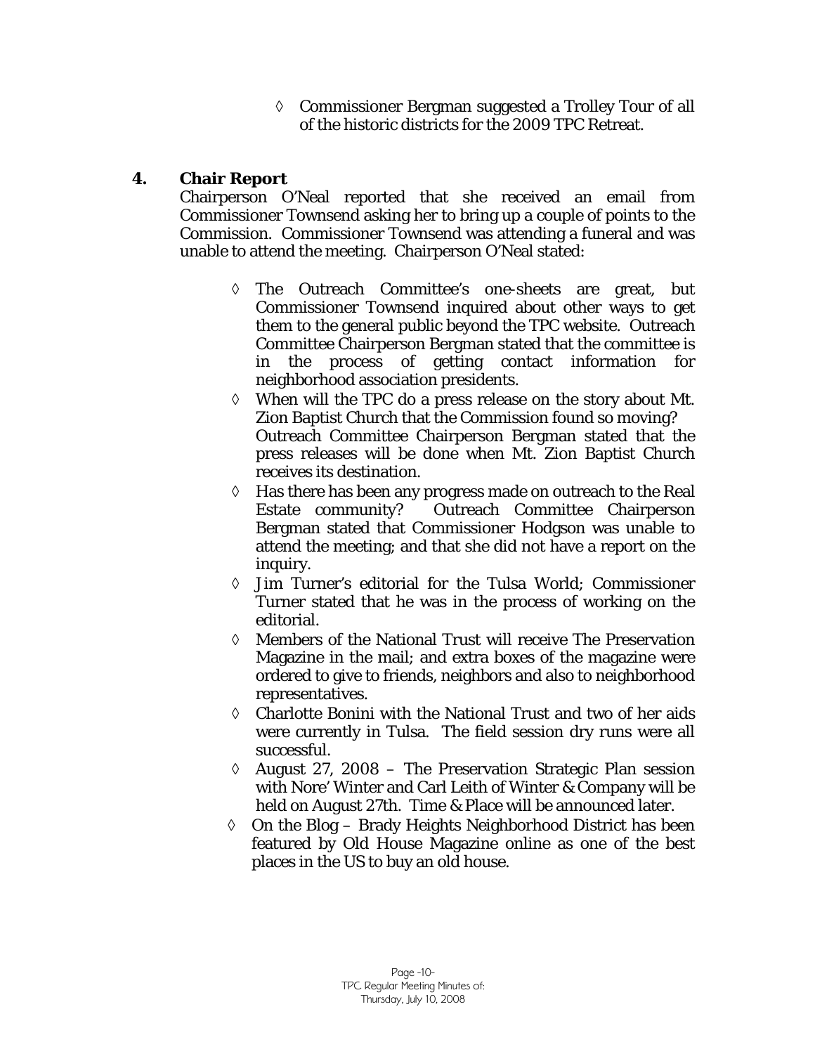- ◊ Commissioner Bergman suggested a Trolley Tour of all of the historic districts for the 2009 TPC Retreat.

## 4. Chair Report

Chairperson O'Neal reported that she received an email from Commissioner Townsend asking her to bring up a couple of points to the Commission. Commissioner Townsend was attending a funeral and was unable to attend the meeting. Chairperson O'Neal stated:

- ◊ The Outreach Committee's one-sheets are great, but Commissioner Townsend inquired about other ways to get them to the general public beyond the TPC website. Outreach Committee Chairperson Bergman stated that the committee is in the process of getting contact information for neighborhood association presidents.
- ◊ When will the TPC do a press release on the story about Mt. Zion Baptist Church that the Commission found so moving? Outreach Committee Chairperson Bergman stated that the press releases will be done when Mt. Zion Baptist Church receives its destination.
- ◊ Has there has been any progress made on outreach to the Real Estate community? Outreach Committee Chairperson Bergman stated that Commissioner Hodgson was unable to attend the meeting; and that she did not have a report on the inquiry.
- ◊ Jim Turner's editorial for the Tulsa World; Commissioner Turner stated that he was in the process of working on the editorial.
- ◊ Members of the National Trust will receive The Preservation Magazine in the mail; and extra boxes of the magazine were ordered to give to friends, neighbors and also to neighborhood representatives.
- ◊ Charlotte Bonini with the National Trust and two of her aids were currently in Tulsa. The field session dry runs were all successful.
- ◊ August 27, 2008 – The Preservation Strategic Plan session with Nore' Winter and Carl Leith of Winter & Company will be held on August 27th. Time & Place will be announced later.
- ◊ On the Blog – Brady Heights Neighborhood District has been featured by Old House Magazine online as one of the best places in the US to buy an old house.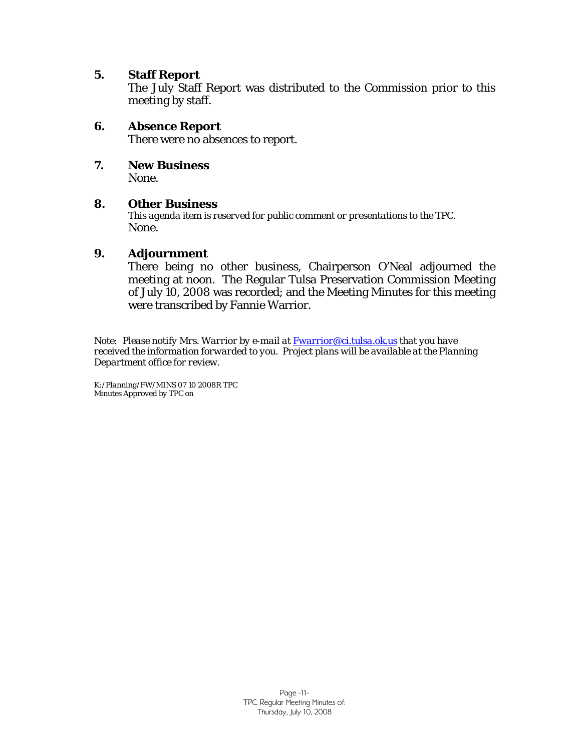## 5. Staff Report

The July Staff Report was distributed to the Commission prior to this meeting by staff.

## 6. Absence Report

There were no absences to report.

## 7. New Business

None.

## 8. Other Business

*This agenda item is reserved for public comment or presentations to the TPC.*

None.

## 9. Adjournment

There being no other business, Chairperson O'Neal adjourned the meeting at noon. The Regular Tulsa Preservation Commission Meeting of July 10, 2008 was recorded; and the Meeting Minutes for this meeting were transcribed by Fannie Warrior.

*Note: Please notify Mrs. Warrior by e-mail at Fwarrior@ci.tulsa.ok.us that you have received the information forwarded to you. Project plans will be available at the Planning Department office for review.*

*K:/Planning/FW/MINS 07 10 2008R TPC*
*Minutes Approved by TPC on*